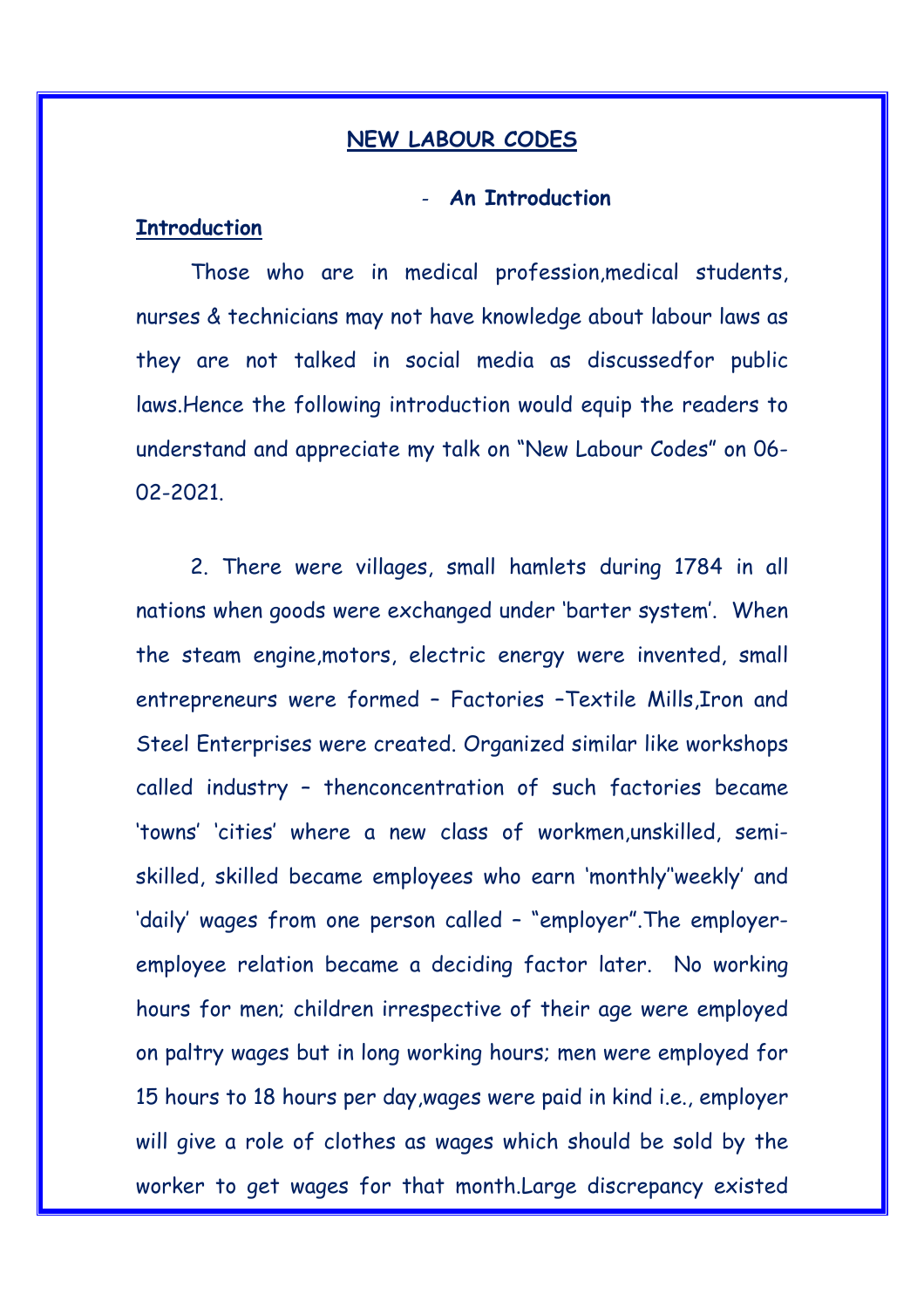# NEW LABOUR CODES

- **An Introduction**

## Introduction

Those who are in medical profession,medical students, nurses & technicians may not have knowledge about labour laws as they are not talked in social media as discussedfor public laws.Hence the following introduction would equip the readers to understand and appreciate my talk on "New Labour Codes" on 06-02-2021.

2. There were villages, small hamlets during 1784 in all nations when goods were exchanged under 'barter system'. When the steam engine,motors, electric energy were invented, small entrepreneurs were formed – Factories –Textile Mills,Iron and Steel Enterprises were created. Organized similar like workshops called industry – thenconcentration of such factories became 'towns' 'cities' where a new class of workmen,unskilled, semi-skilled, skilled became employees who earn 'monthly''weekly' and 'daily' wages from one person called – "employer".The employer-employee relation became a deciding factor later. No working hours for men; children irrespective of their age were employed on paltry wages but in long working hours; men were employed for 15 hours to 18 hours per day,wages were paid in kind i.e., employer will give a role of clothes as wages which should be sold by the worker to get wages for that month.Large discrepancy existed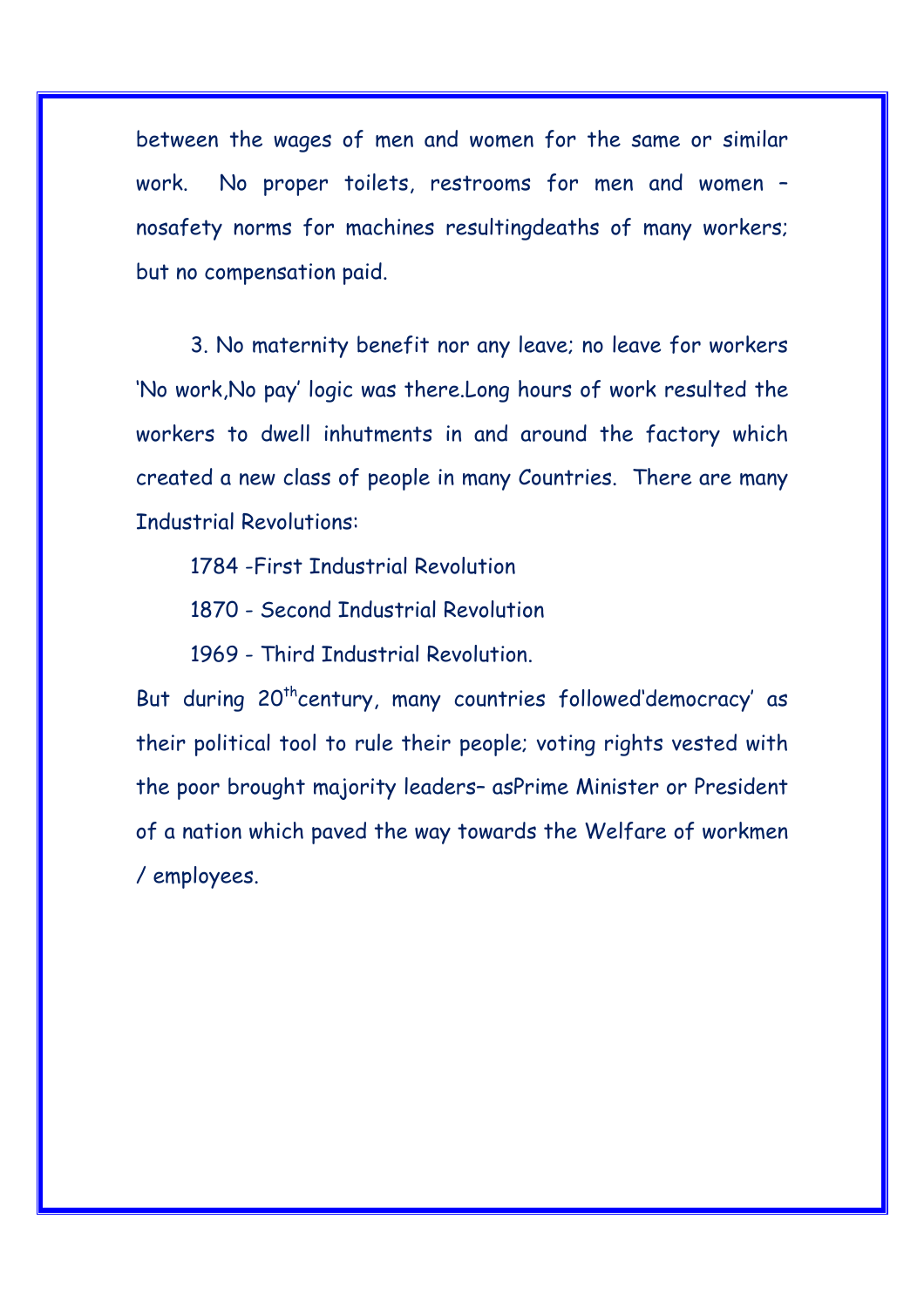between the wages of men and women for the same or similar work. No proper toilets, restrooms for men and women – nosafety norms for machines resultingdeaths of many workers; but no compensation paid.

3. No maternity benefit nor any leave; no leave for workers 'No work,No pay' logic was there.Long hours of work resulted the workers to dwell inhutments in and around the factory which created a new class of people in many Countries. There are many Industrial Revolutions:

1784 -First Industrial Revolution

1870 - Second Industrial Revolution

1969 - Third Industrial Revolution.

But during 20th century, many countries followed'democracy' as their political tool to rule their people; voting rights vested with the poor brought majority leaders– asPrime Minister or President of a nation which paved the way towards the Welfare of workmen / employees.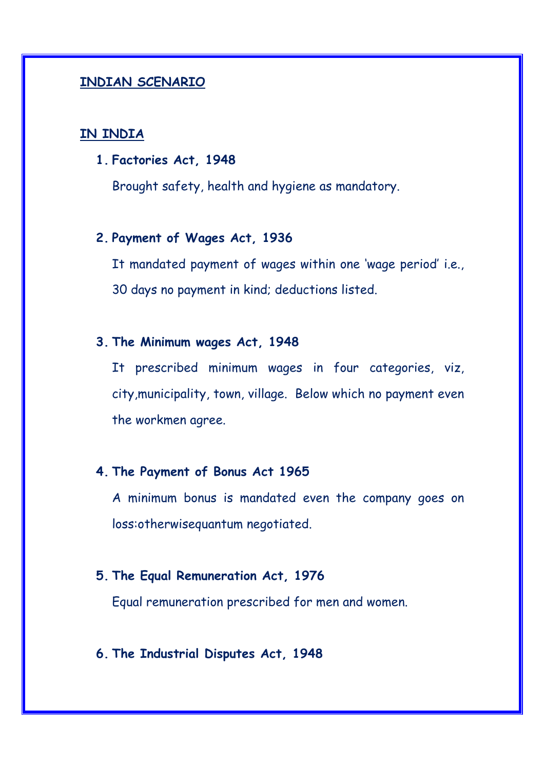## INDIAN SCENARIO

## IN INDIA

1. **Factories Act, 1948**

   Brought safety, health and hygiene as mandatory.

2. **Payment of Wages Act, 1936**

   It mandated payment of wages within one 'wage period' i.e., 30 days no payment in kind; deductions listed.

3. **The Minimum wages Act, 1948**

   It prescribed minimum wages in four categories, viz, city,municipality, town, village. Below which no payment even the workmen agree.

4. **The Payment of Bonus Act 1965**

   A minimum bonus is mandated even the company goes on loss:otherwisequantum negotiated.

5. **The Equal Remuneration Act, 1976**

   Equal remuneration prescribed for men and women.

6. **The Industrial Disputes Act, 1948**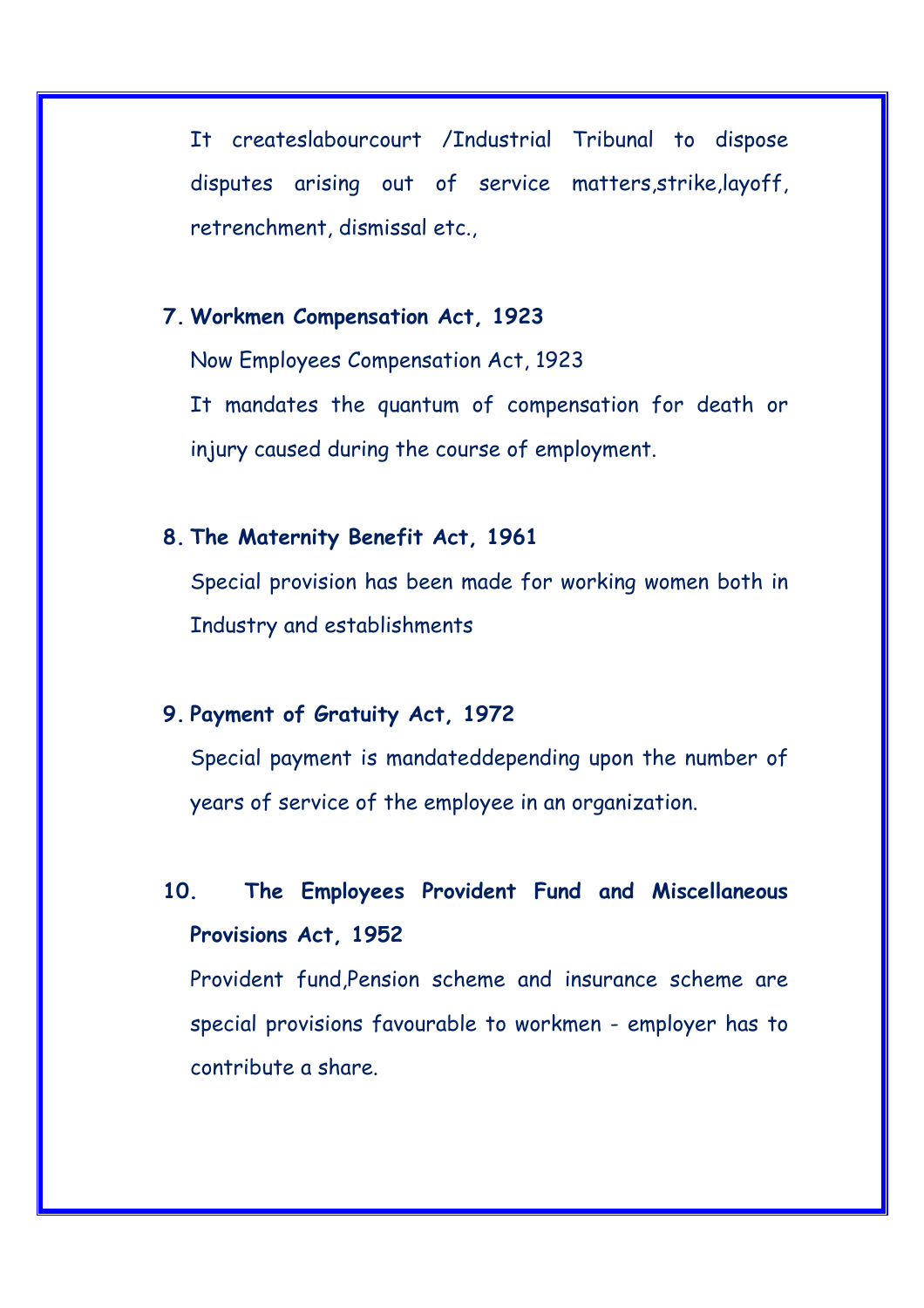It createslabourcourt /Industrial Tribunal to dispose disputes arising out of service matters,strike,layoff, retrenchment, dismissal etc.,

7. **Workmen Compensation Act, 1923**

   Now Employees Compensation Act, 1923

   It mandates the quantum of compensation for death or injury caused during the course of employment.

8. **The Maternity Benefit Act, 1961**

   Special provision has been made for working women both in Industry and establishments

9. **Payment of Gratuity Act, 1972**

   Special payment is mandateddepending upon the number of years of service of the employee in an organization.

10. **The Employees Provident Fund and Miscellaneous Provisions Act, 1952**

    Provident fund,Pension scheme and insurance scheme are special provisions favourable to workmen - employer has to contribute a share.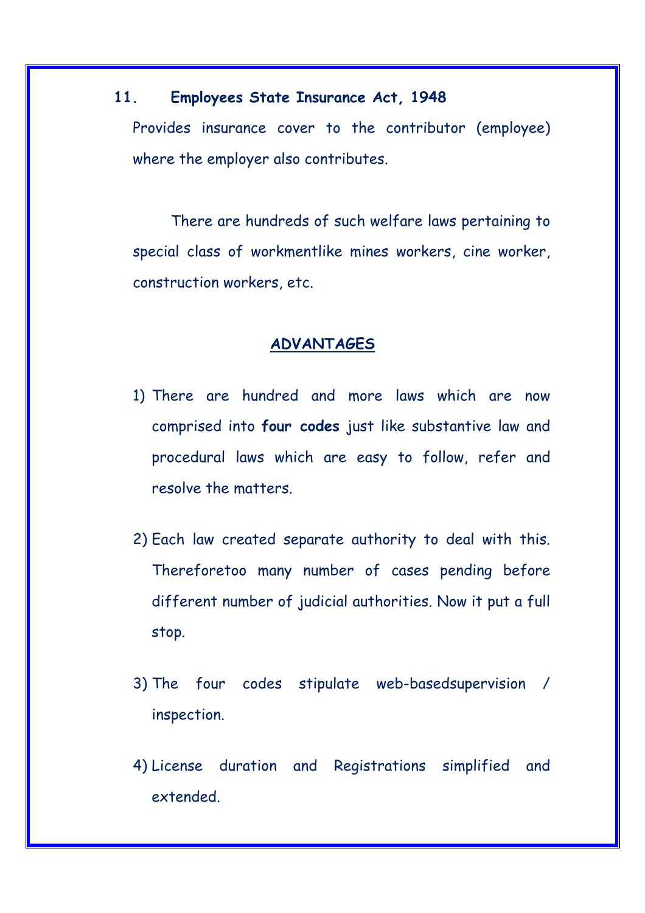**11. Employees State Insurance Act, 1948**

Provides insurance cover to the contributor (employee) where the employer also contributes.

There are hundreds of such welfare laws pertaining to special class of workmentlike mines workers, cine worker, construction workers, etc.

## ADVANTAGES

1) There are hundred and more laws which are now comprised into **four codes** just like substantive law and procedural laws which are easy to follow, refer and resolve the matters.

2) Each law created separate authority to deal with this. Thereforetoo many number of cases pending before different number of judicial authorities. Now it put a full stop.

3) The four codes stipulate web-basedsupervision / inspection.

4) License duration and Registrations simplified and extended.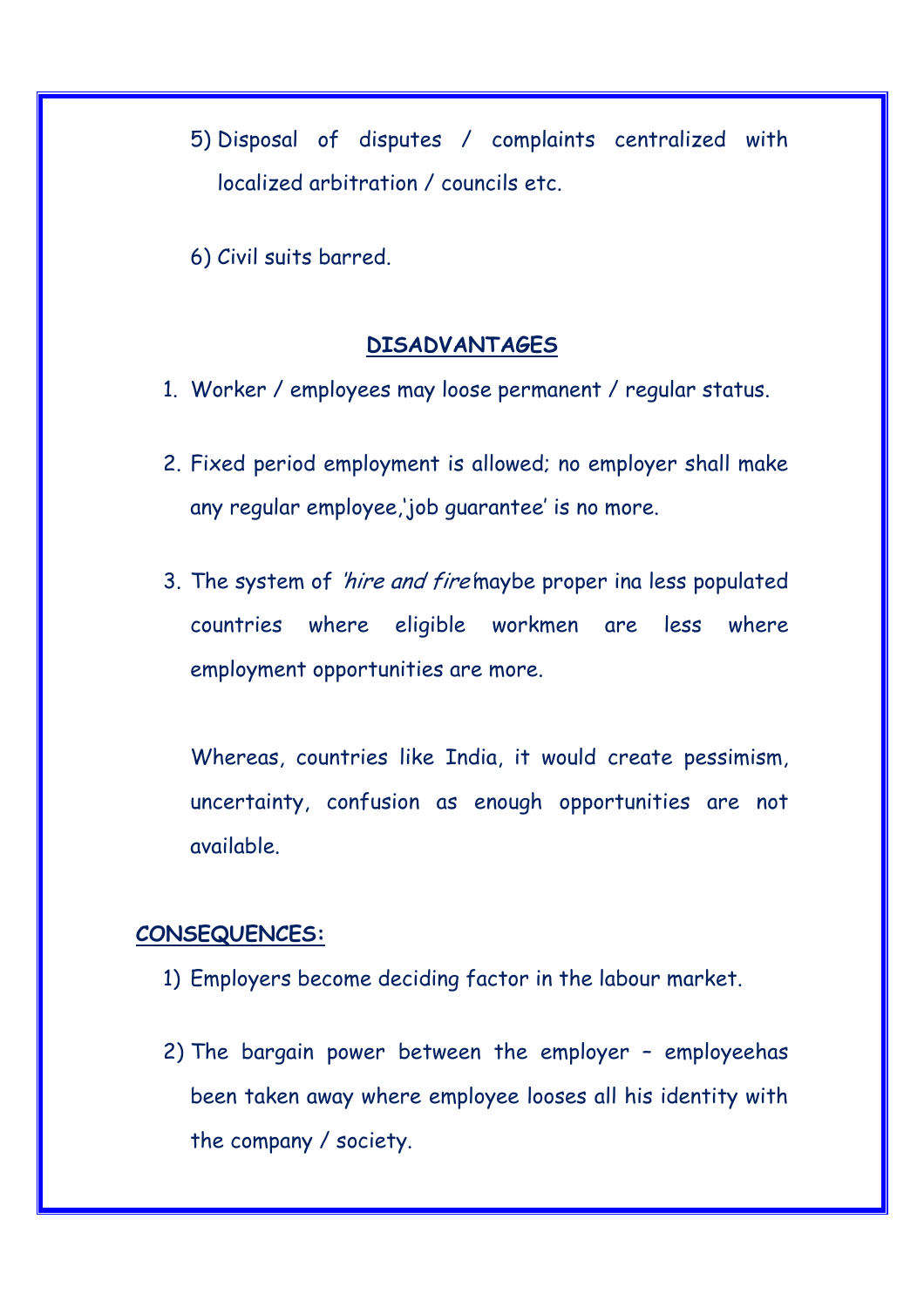5) Disposal of disputes / complaints centralized with localized arbitration / councils etc.

6) Civil suits barred.

## DISADVANTAGES

1. Worker / employees may loose permanent / regular status.

2. Fixed period employment is allowed; no employer shall make any regular employee,'job guarantee' is no more.

3. The system of *'hire and fire'* maybe proper ina less populated countries where eligible workmen are less where employment opportunities are more.

   Whereas, countries like India, it would create pessimism, uncertainty, confusion as enough opportunities are not available.

## CONSEQUENCES:

1) Employers become deciding factor in the labour market.

2) The bargain power between the employer – employeehas been taken away where employee looses all his identity with the company / society.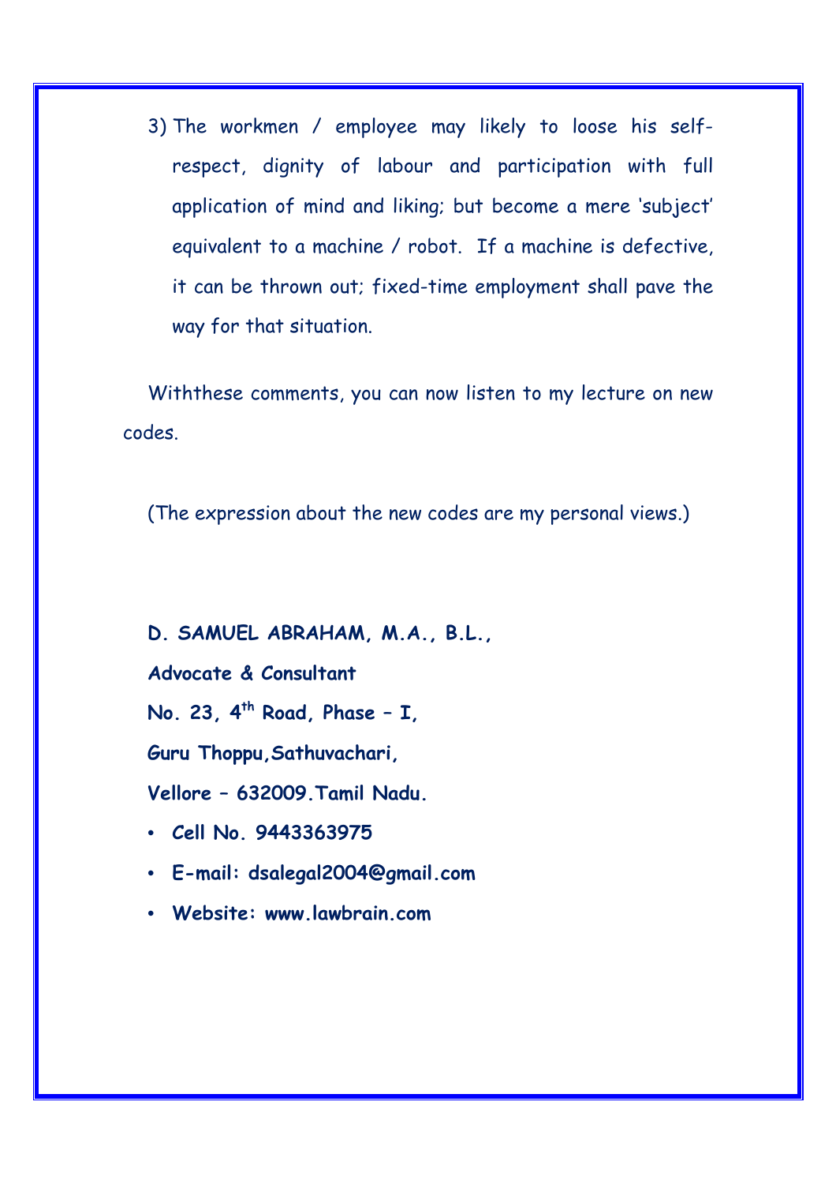3) The workmen / employee may likely to loose his self-respect, dignity of labour and participation with full application of mind and liking; but become a mere 'subject' equivalent to a machine / robot. If a machine is defective, it can be thrown out; fixed-time employment shall pave the way for that situation.

Withthese comments, you can now listen to my lecture on new codes.

(The expression about the new codes are my personal views.)

**D. SAMUEL ABRAHAM, M.A., B.L.,**

**Advocate & Consultant**

**No. 23, 4th Road, Phase – I,**

**Guru Thoppu,Sathuvachari,**

**Vellore – 632009.Tamil Nadu.**

- **Cell No. 9443363975**
- **E-mail: dsalegal2004@gmail.com**
- **Website: www.lawbrain.com**